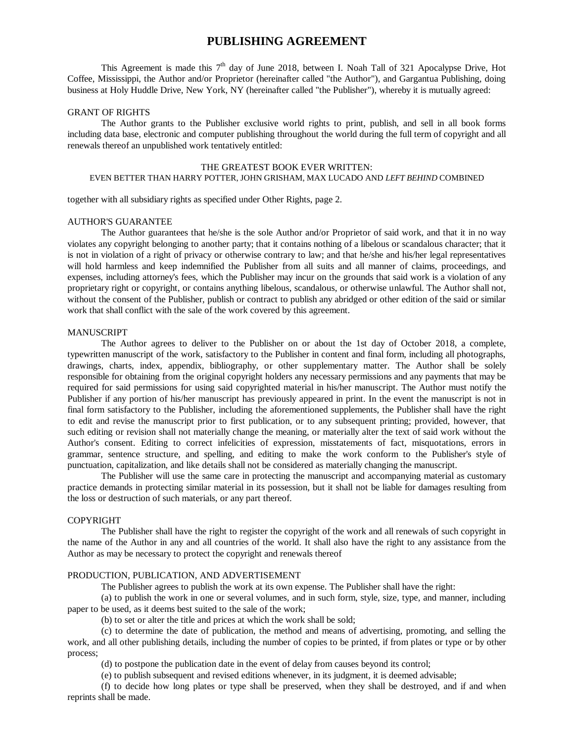# PUBLISHING AGREEMENT

This Agreement is made this 7th day of June 2018, between I. Noah Tall of 321 Apocalypse Drive, Hot Coffee, Mississippi, the Author and/or Proprietor (hereinafter called "the Author"), and Gargantua Publishing, doing business at Holy Huddle Drive, New York, NY (hereinafter called "the Publisher"), whereby it is mutually agreed:

GRANT OF RIGHTS

The Author grants to the Publisher exclusive world rights to print, publish, and sell in all book forms including data base, electronic and computer publishing throughout the world during the full term of copyright and all renewals thereof an unpublished work tentatively entitled:

THE GREATEST BOOK EVER WRITTEN:
EVEN BETTER THAN HARRY POTTER, JOHN GRISHAM, MAX LUCADO AND *LEFT BEHIND* COMBINED

together with all subsidiary rights as specified under Other Rights, page 2.

AUTHOR'S GUARANTEE

The Author guarantees that he/she is the sole Author and/or Proprietor of said work, and that it in no way violates any copyright belonging to another party; that it contains nothing of a libelous or scandalous character; that it is not in violation of a right of privacy or otherwise contrary to law; and that he/she and his/her legal representatives will hold harmless and keep indemnified the Publisher from all suits and all manner of claims, proceedings, and expenses, including attorney's fees, which the Publisher may incur on the grounds that said work is a violation of any proprietary right or copyright, or contains anything libelous, scandalous, or otherwise unlawful. The Author shall not, without the consent of the Publisher, publish or contract to publish any abridged or other edition of the said or similar work that shall conflict with the sale of the work covered by this agreement.

MANUSCRIPT

The Author agrees to deliver to the Publisher on or about the 1st day of October 2018, a complete, typewritten manuscript of the work, satisfactory to the Publisher in content and final form, including all photographs, drawings, charts, index, appendix, bibliography, or other supplementary matter. The Author shall be solely responsible for obtaining from the original copyright holders any necessary permissions and any payments that may be required for said permissions for using said copyrighted material in his/her manuscript. The Author must notify the Publisher if any portion of his/her manuscript has previously appeared in print. In the event the manuscript is not in final form satisfactory to the Publisher, including the aforementioned supplements, the Publisher shall have the right to edit and revise the manuscript prior to first publication, or to any subsequent printing; provided, however, that such editing or revision shall not materially change the meaning, or materially alter the text of said work without the Author's consent. Editing to correct infelicities of expression, misstatements of fact, misquotations, errors in grammar, sentence structure, and spelling, and editing to make the work conform to the Publisher's style of punctuation, capitalization, and like details shall not be considered as materially changing the manuscript.

The Publisher will use the same care in protecting the manuscript and accompanying material as customary practice demands in protecting similar material in its possession, but it shall not be liable for damages resulting from the loss or destruction of such materials, or any part thereof.

COPYRIGHT

The Publisher shall have the right to register the copyright of the work and all renewals of such copyright in the name of the Author in any and all countries of the world. It shall also have the right to any assistance from the Author as may be necessary to protect the copyright and renewals thereof

PRODUCTION, PUBLICATION, AND ADVERTISEMENT

The Publisher agrees to publish the work at its own expense. The Publisher shall have the right:

(a) to publish the work in one or several volumes, and in such form, style, size, type, and manner, including paper to be used, as it deems best suited to the sale of the work;

(b) to set or alter the title and prices at which the work shall be sold;

(c) to determine the date of publication, the method and means of advertising, promoting, and selling the work, and all other publishing details, including the number of copies to be printed, if from plates or type or by other process;

(d) to postpone the publication date in the event of delay from causes beyond its control;

(e) to publish subsequent and revised editions whenever, in its judgment, it is deemed advisable;

(f) to decide how long plates or type shall be preserved, when they shall be destroyed, and if and when reprints shall be made.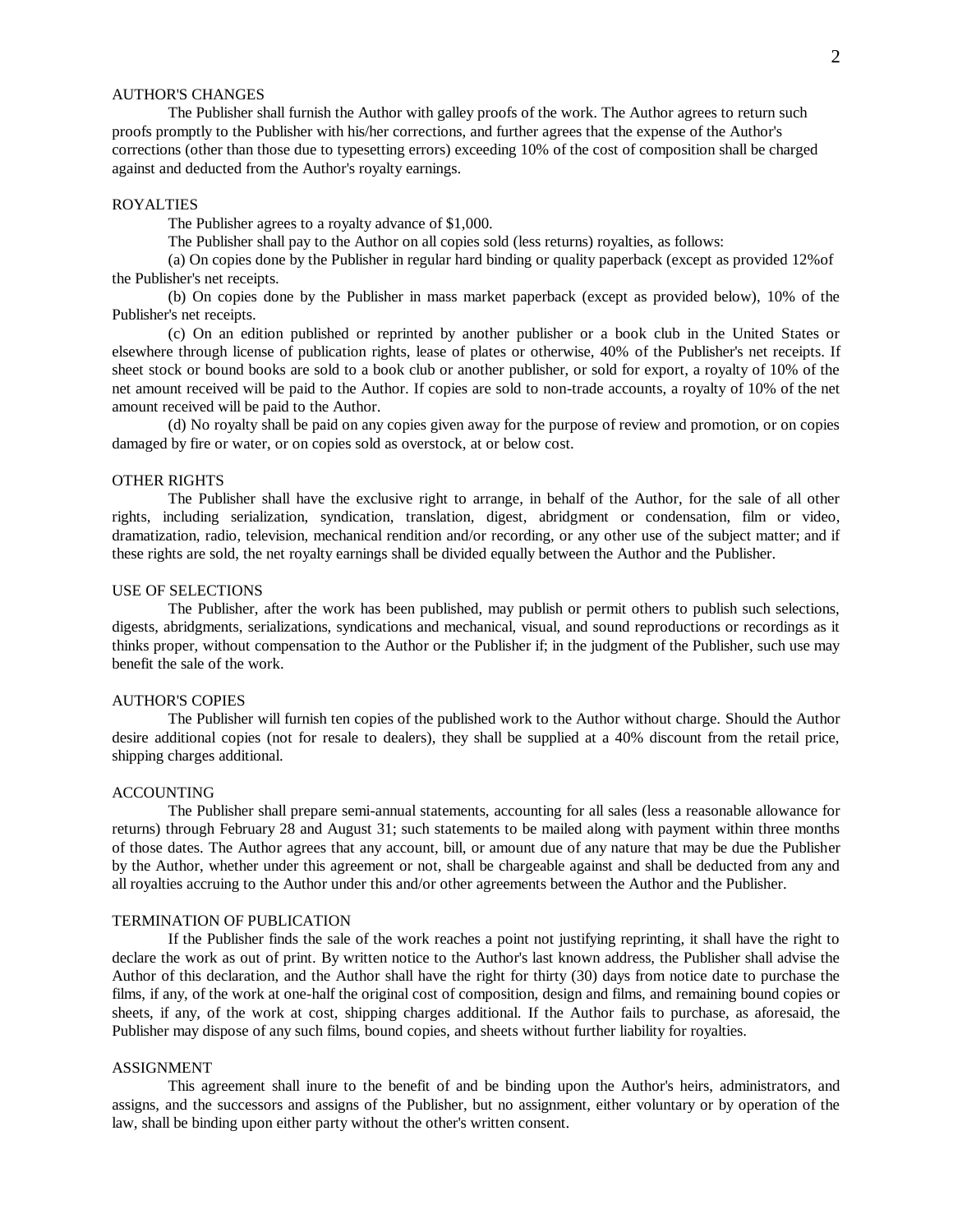## AUTHOR'S CHANGES

The Publisher shall furnish the Author with galley proofs of the work. The Author agrees to return such proofs promptly to the Publisher with his/her corrections, and further agrees that the expense of the Author's corrections (other than those due to typesetting errors) exceeding 10% of the cost of composition shall be charged against and deducted from the Author's royalty earnings.

## ROYALTIES

The Publisher agrees to a royalty advance of $1,000.

The Publisher shall pay to the Author on all copies sold (less returns) royalties, as follows:

(a) On copies done by the Publisher in regular hard binding or quality paperback (except as provided 12%of the Publisher's net receipts.

(b) On copies done by the Publisher in mass market paperback (except as provided below), 10% of the Publisher's net receipts.

(c) On an edition published or reprinted by another publisher or a book club in the United States or elsewhere through license of publication rights, lease of plates or otherwise, 40% of the Publisher's net receipts. If sheet stock or bound books are sold to a book club or another publisher, or sold for export, a royalty of 10% of the net amount received will be paid to the Author. If copies are sold to non-trade accounts, a royalty of 10% of the net amount received will be paid to the Author.

(d) No royalty shall be paid on any copies given away for the purpose of review and promotion, or on copies damaged by fire or water, or on copies sold as overstock, at or below cost.

## OTHER RIGHTS

The Publisher shall have the exclusive right to arrange, in behalf of the Author, for the sale of all other rights, including serialization, syndication, translation, digest, abridgment or condensation, film or video, dramatization, radio, television, mechanical rendition and/or recording, or any other use of the subject matter; and if these rights are sold, the net royalty earnings shall be divided equally between the Author and the Publisher.

## USE OF SELECTIONS

The Publisher, after the work has been published, may publish or permit others to publish such selections, digests, abridgments, serializations, syndications and mechanical, visual, and sound reproductions or recordings as it thinks proper, without compensation to the Author or the Publisher if; in the judgment of the Publisher, such use may benefit the sale of the work.

## AUTHOR'S COPIES

The Publisher will furnish ten copies of the published work to the Author without charge. Should the Author desire additional copies (not for resale to dealers), they shall be supplied at a 40% discount from the retail price, shipping charges additional.

## ACCOUNTING

The Publisher shall prepare semi-annual statements, accounting for all sales (less a reasonable allowance for returns) through February 28 and August 31; such statements to be mailed along with payment within three months of those dates. The Author agrees that any account, bill, or amount due of any nature that may be due the Publisher by the Author, whether under this agreement or not, shall be chargeable against and shall be deducted from any and all royalties accruing to the Author under this and/or other agreements between the Author and the Publisher.

## TERMINATION OF PUBLICATION

If the Publisher finds the sale of the work reaches a point not justifying reprinting, it shall have the right to declare the work as out of print. By written notice to the Author's last known address, the Publisher shall advise the Author of this declaration, and the Author shall have the right for thirty (30) days from notice date to purchase the films, if any, of the work at one-half the original cost of composition, design and films, and remaining bound copies or sheets, if any, of the work at cost, shipping charges additional. If the Author fails to purchase, as aforesaid, the Publisher may dispose of any such films, bound copies, and sheets without further liability for royalties.

## ASSIGNMENT

This agreement shall inure to the benefit of and be binding upon the Author's heirs, administrators, and assigns, and the successors and assigns of the Publisher, but no assignment, either voluntary or by operation of the law, shall be binding upon either party without the other's written consent.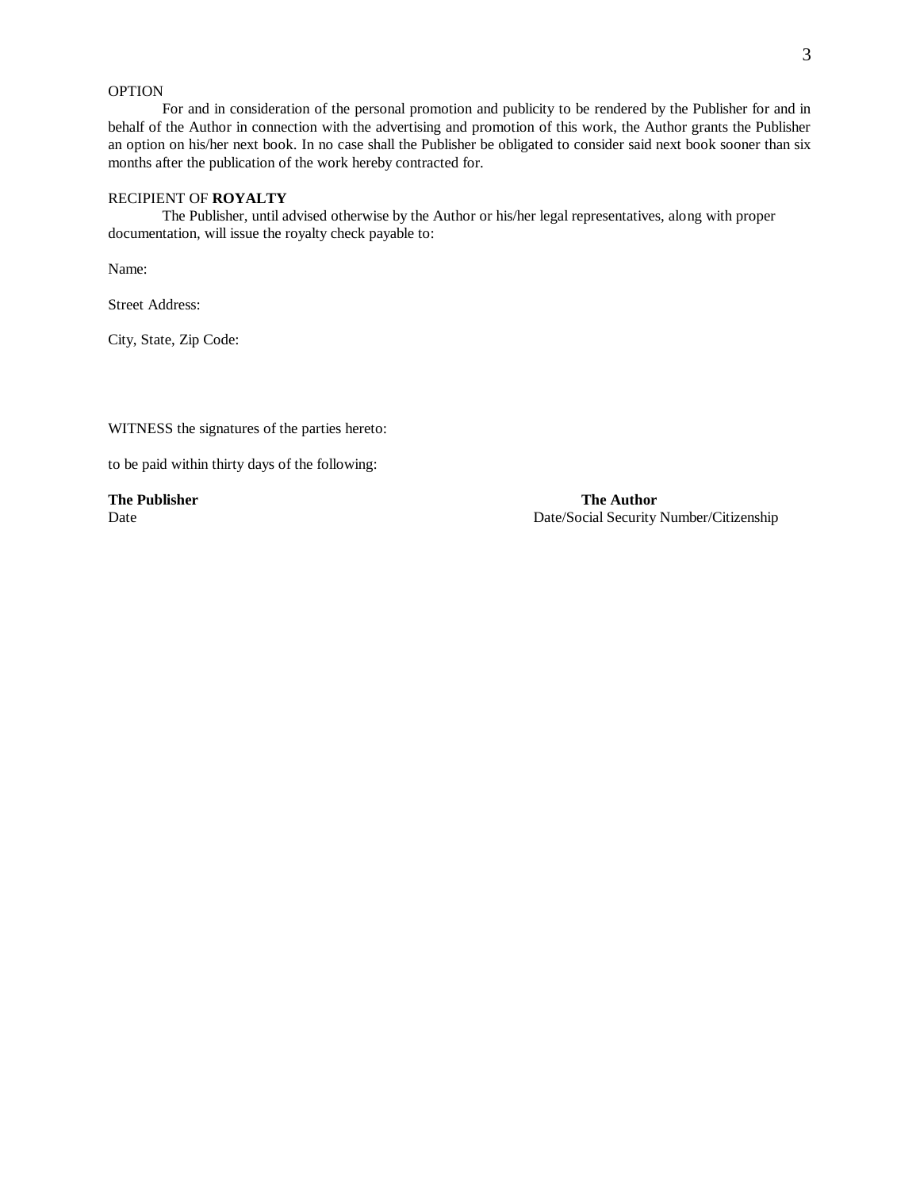OPTION

For and in consideration of the personal promotion and publicity to be rendered by the Publisher for and in behalf of the Author in connection with the advertising and promotion of this work, the Author grants the Publisher an option on his/her next book. In no case shall the Publisher be obligated to consider said next book sooner than six months after the publication of the work hereby contracted for.

RECIPIENT OF **ROYALTY**

The Publisher, until advised otherwise by the Author or his/her legal representatives, along with proper documentation, will issue the royalty check payable to:

Name:

Street Address:

City, State, Zip Code:

WITNESS the signatures of the parties hereto:

to be paid within thirty days of the following:

**The Publisher**
Date

**The Author**
Date/Social Security Number/Citizenship